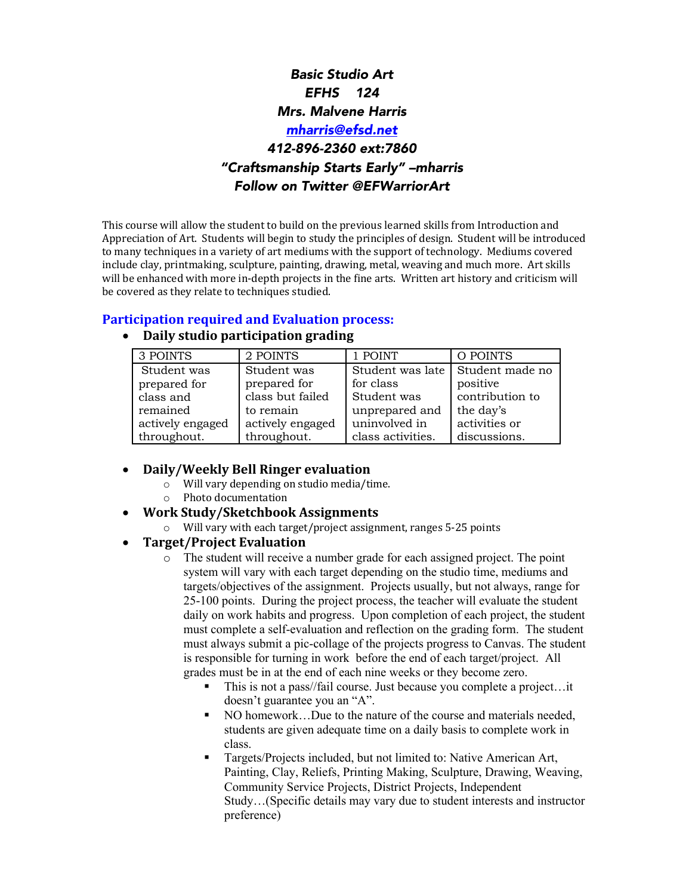# *Basic Studio Art*
## *EFHS 124*
## *Mrs. Malvene Harris*
## *[mharris@efsd.net](mailto:mharris@efsd.net)*
## *412-896-2360 ext:7860*
## *"Craftsmanship Starts Early" –mharris*
## *Follow on Twitter @EFWarriorArt*

This course will allow the student to build on the previous learned skills from Introduction and Appreciation of Art. Students will begin to study the principles of design. Student will be introduced to many techniques in a variety of art mediums with the support of technology. Mediums covered include clay, printmaking, sculpture, painting, drawing, metal, weaving and much more. Art skills will be enhanced with more in-depth projects in the fine arts. Written art history and criticism will be covered as they relate to techniques studied.

## Participation required and Evaluation process:

- **Daily studio participation grading**

| 3 POINTS | 2 POINTS | 1 POINT | O POINTS |
|---|---|---|---|
| Student was prepared for class and remained actively engaged throughout. | Student was prepared for class but failed to remain actively engaged throughout. | Student was late for class Student was unprepared and uninvolved in class activities. | Student made no positive contribution to the day's activities or discussions. |

- **Daily/Weekly Bell Ringer evaluation**
  - Will vary depending on studio media/time.
  - Photo documentation
- **Work Study/Sketchbook Assignments**
  - Will vary with each target/project assignment, ranges 5-25 points
- **Target/Project Evaluation**
  - The student will receive a number grade for each assigned project. The point system will vary with each target depending on the studio time, mediums and targets/objectives of the assignment. Projects usually, but not always, range for 25-100 points. During the project process, the teacher will evaluate the student daily on work habits and progress. Upon completion of each project, the student must complete a self-evaluation and reflection on the grading form. The student must always submit a pic-collage of the projects progress to Canvas. The student is responsible for turning in work before the end of each target/project. All grades must be in at the end of each nine weeks or they become zero.
    - This is not a pass//fail course. Just because you complete a project…it doesn't guarantee you an "A".
    - NO homework…Due to the nature of the course and materials needed, students are given adequate time on a daily basis to complete work in class.
    - Targets/Projects included, but not limited to: Native American Art, Painting, Clay, Reliefs, Printing Making, Sculpture, Drawing, Weaving, Community Service Projects, District Projects, Independent Study…(Specific details may vary due to student interests and instructor preference)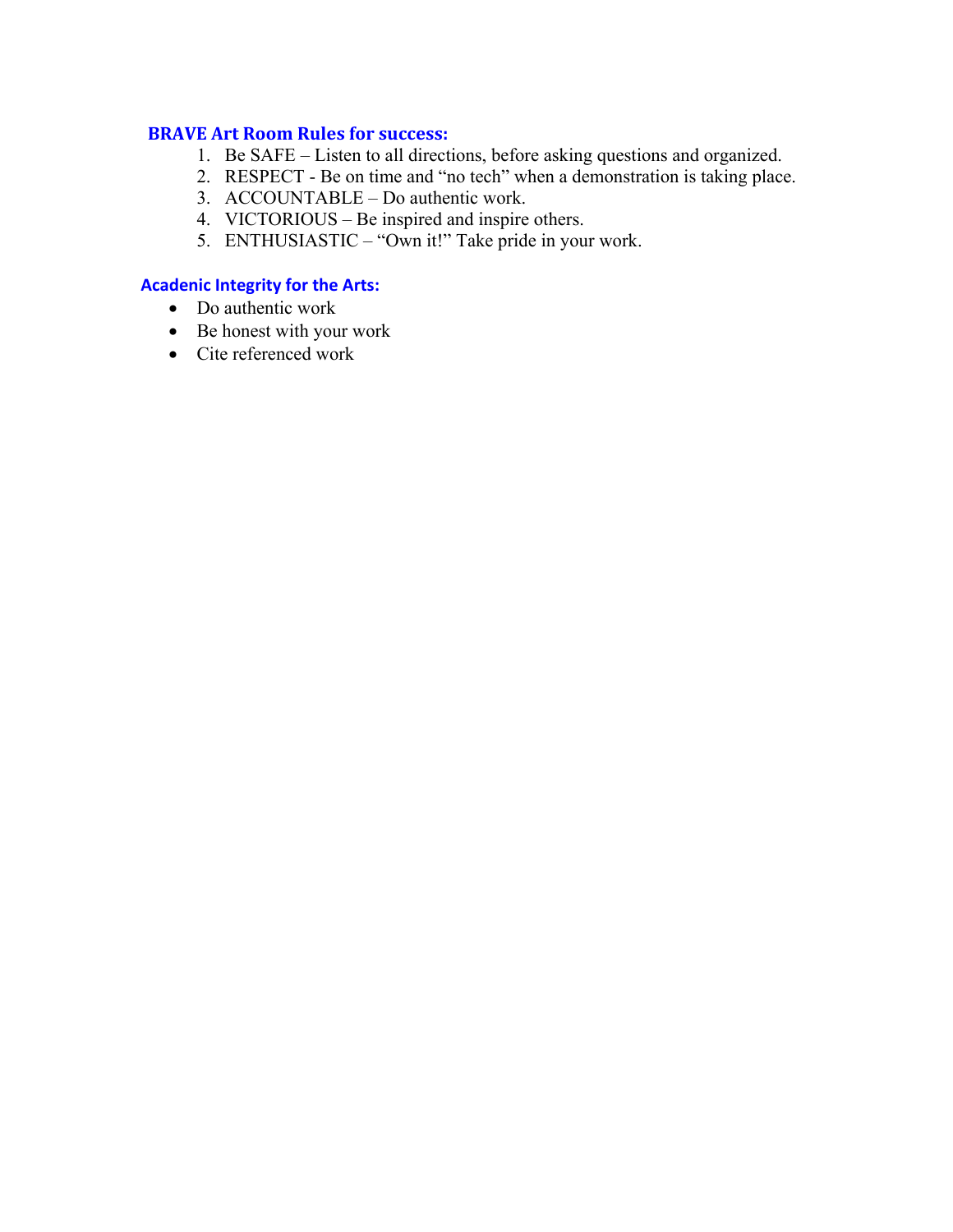### BRAVE Art Room Rules for success:

1. Be SAFE – Listen to all directions, before asking questions and organized.
2. RESPECT - Be on time and "no tech" when a demonstration is taking place.
3. ACCOUNTABLE – Do authentic work.
4. VICTORIOUS – Be inspired and inspire others.
5. ENTHUSIASTIC – "Own it!" Take pride in your work.

### Academic Integrity for the Arts:

- Do authentic work
- Be honest with your work
- Cite referenced work